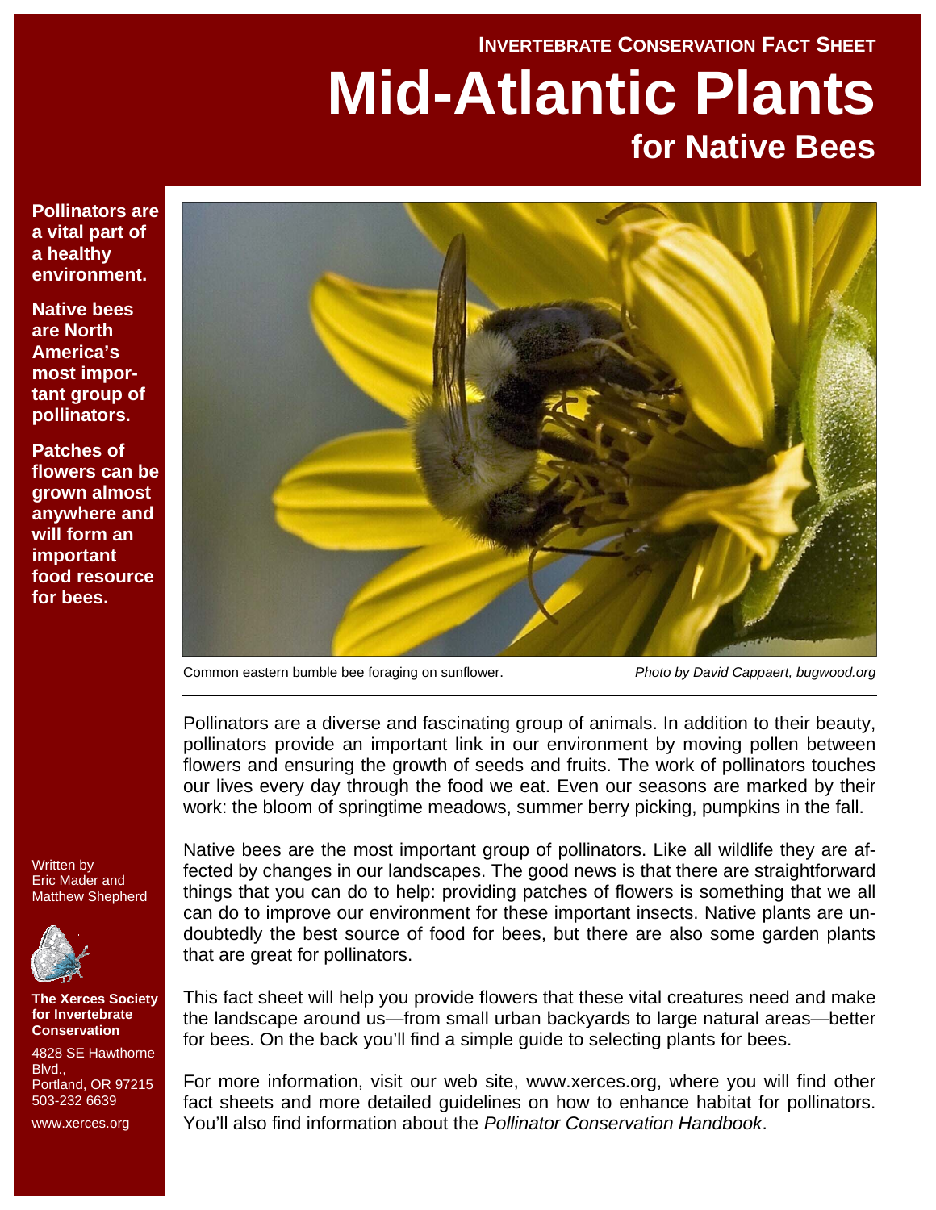# INVERTEBRATE CONSERVATION FACT SHEET

# Mid-Atlantic Plants

## for Native Bees

**Pollinators are a vital part of a healthy environment.**

**Native bees are North America's most important group of pollinators.**

**Patches of flowers can be grown almost anywhere and will form an important food resource for bees.**

Common eastern bumble bee foraging on sunflower. *Photo by David Cappaert, bugwood.org*

Pollinators are a diverse and fascinating group of animals. In addition to their beauty, pollinators provide an important link in our environment by moving pollen between flowers and ensuring the growth of seeds and fruits. The work of pollinators touches our lives every day through the food we eat. Even our seasons are marked by their work: the bloom of springtime meadows, summer berry picking, pumpkins in the fall.

Native bees are the most important group of pollinators. Like all wildlife they are affected by changes in our landscapes. The good news is that there are straightforward things that you can do to help: providing patches of flowers is something that we all can do to improve our environment for these important insects. Native plants are undoubtedly the best source of food for bees, but there are also some garden plants that are great for pollinators.

This fact sheet will help you provide flowers that these vital creatures need and make the landscape around us—from small urban backyards to large natural areas—better for bees. On the back you'll find a simple guide to selecting plants for bees.

For more information, visit our web site, www.xerces.org, where you will find other fact sheets and more detailed guidelines on how to enhance habitat for pollinators. You'll also find information about the *Pollinator Conservation Handbook*.

Written by Eric Mader and Matthew Shepherd

**The Xerces Society for Invertebrate Conservation**

4828 SE Hawthorne Blvd., Portland, OR 97215
503-232 6639

www.xerces.org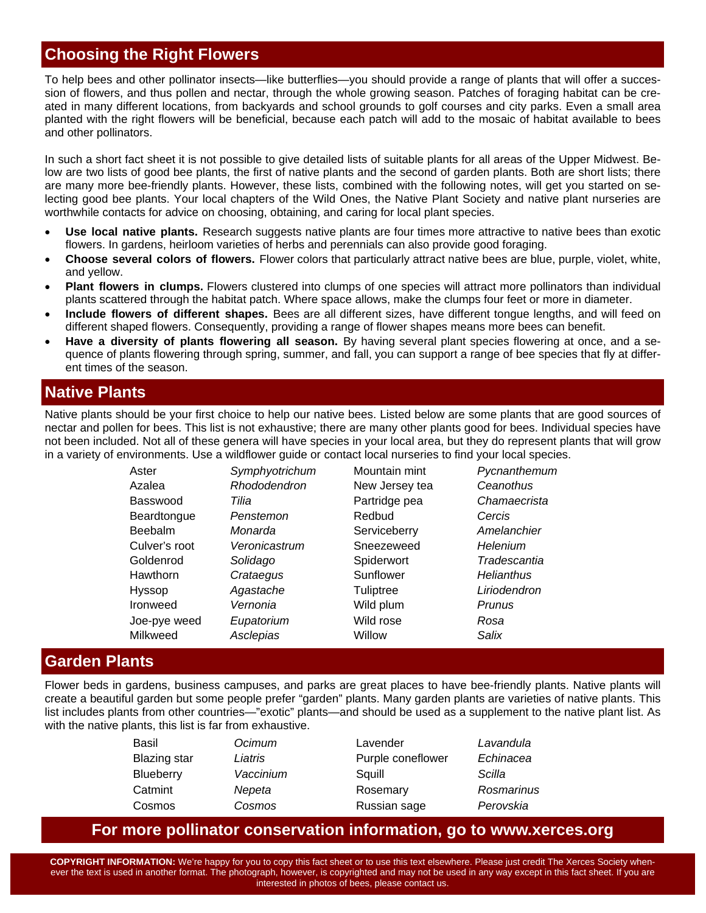## Choosing the Right Flowers

To help bees and other pollinator insects—like butterflies—you should provide a range of plants that will offer a succession of flowers, and thus pollen and nectar, through the whole growing season. Patches of foraging habitat can be created in many different locations, from backyards and school grounds to golf courses and city parks. Even a small area planted with the right flowers will be beneficial, because each patch will add to the mosaic of habitat available to bees and other pollinators.

In such a short fact sheet it is not possible to give detailed lists of suitable plants for all areas of the Upper Midwest. Below are two lists of good bee plants, the first of native plants and the second of garden plants. Both are short lists; there are many more bee-friendly plants. However, these lists, combined with the following notes, will get you started on selecting good bee plants. Your local chapters of the Wild Ones, the Native Plant Society and native plant nurseries are worthwhile contacts for advice on choosing, obtaining, and caring for local plant species.

- **Use local native plants.** Research suggests native plants are four times more attractive to native bees than exotic flowers. In gardens, heirloom varieties of herbs and perennials can also provide good foraging.
- **Choose several colors of flowers.** Flower colors that particularly attract native bees are blue, purple, violet, white, and yellow.
- **Plant flowers in clumps.** Flowers clustered into clumps of one species will attract more pollinators than individual plants scattered through the habitat patch. Where space allows, make the clumps four feet or more in diameter.
- **Include flowers of different shapes.** Bees are all different sizes, have different tongue lengths, and will feed on different shaped flowers. Consequently, providing a range of flower shapes means more bees can benefit.
- **Have a diversity of plants flowering all season.** By having several plant species flowering at once, and a sequence of plants flowering through spring, summer, and fall, you can support a range of bee species that fly at different times of the season.

## Native Plants

Native plants should be your first choice to help our native bees. Listed below are some plants that are good sources of nectar and pollen for bees. This list is not exhaustive; there are many other plants good for bees. Individual species have not been included. Not all of these genera will have species in your local area, but they do represent plants that will grow in a variety of environments. Use a wildflower guide or contact local nurseries to find your local species.

| | | | |
|---|---|---|---|
| Aster | *Symphyotrichum* | Mountain mint | *Pycnanthemum* |
| Azalea | *Rhododendron* | New Jersey tea | *Ceanothus* |
| Basswood | *Tilia* | Partridge pea | *Chamaecrista* |
| Beardtongue | *Penstemon* | Redbud | *Cercis* |
| Beebalm | *Monarda* | Serviceberry | *Amelanchier* |
| Culver's root | *Veronicastrum* | Sneezeweed | *Helenium* |
| Goldenrod | *Solidago* | Spiderwort | *Tradescantia* |
| Hawthorn | *Crataegus* | Sunflower | *Helianthus* |
| Hyssop | *Agastache* | Tuliptree | *Liriodendron* |
| Ironweed | *Vernonia* | Wild plum | *Prunus* |
| Joe-pye weed | *Eupatorium* | Wild rose | *Rosa* |
| Milkweed | *Asclepias* | Willow | *Salix* |

## Garden Plants

Flower beds in gardens, business campuses, and parks are great places to have bee-friendly plants. Native plants will create a beautiful garden but some people prefer "garden" plants. Many garden plants are varieties of native plants. This list includes plants from other countries—"exotic" plants—and should be used as a supplement to the native plant list. As with the native plants, this list is far from exhaustive.

| | | | |
|---|---|---|---|
| Basil | *Ocimum* | Lavender | *Lavandula* |
| Blazing star | *Liatris* | Purple coneflower | *Echinacea* |
| Blueberry | *Vaccinium* | Squill | *Scilla* |
| Catmint | *Nepeta* | Rosemary | *Rosmarinus* |
| Cosmos | *Cosmos* | Russian sage | *Perovskia* |

**For more pollinator conservation information, go to www.xerces.org**

**COPYRIGHT INFORMATION:** We're happy for you to copy this fact sheet or to use this text elsewhere. Please just credit The Xerces Society whenever the text is used in another format. The photograph, however, is copyrighted and may not be used in any way except in this fact sheet. If you are interested in photos of bees, please contact us.